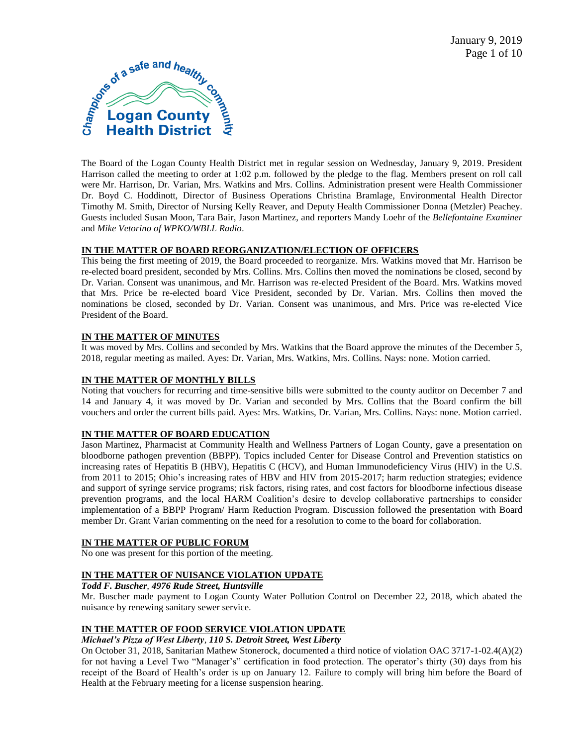The Board of the Logan County Health District met in regular session on Wednesday, January 9, 2019. President Harrison called the meeting to order at 1:02 p.m. followed by the pledge to the flag. Members present on roll call were Mr. Harrison, Dr. Varian, Mrs. Watkins and Mrs. Collins. Administration present were Health Commissioner Dr. Boyd C. Hoddinott, Director of Business Operations Christina Bramlage, Environmental Health Director Timothy M. Smith, Director of Nursing Kelly Reaver, and Deputy Health Commissioner Donna (Metzler) Peachey. Guests included Susan Moon, Tara Bair, Jason Martinez, and reporters Mandy Loehr of the *Bellefontaine Examiner* and *Mike Vetorino of WPKO/WBLL Radio*.

**IN THE MATTER OF BOARD REORGANIZATION/ELECTION OF OFFICERS**

This being the first meeting of 2019, the Board proceeded to reorganize. Mrs. Watkins moved that Mr. Harrison be re-elected board president, seconded by Mrs. Collins. Mrs. Collins then moved the nominations be closed, second by Dr. Varian. Consent was unanimous, and Mr. Harrison was re-elected President of the Board. Mrs. Watkins moved that Mrs. Price be re-elected board Vice President, seconded by Dr. Varian. Mrs. Collins then moved the nominations be closed, seconded by Dr. Varian. Consent was unanimous, and Mrs. Price was re-elected Vice President of the Board.

**IN THE MATTER OF MINUTES**

It was moved by Mrs. Collins and seconded by Mrs. Watkins that the Board approve the minutes of the December 5, 2018, regular meeting as mailed. Ayes: Dr. Varian, Mrs. Watkins, Mrs. Collins. Nays: none. Motion carried.

**IN THE MATTER OF MONTHLY BILLS**

Noting that vouchers for recurring and time-sensitive bills were submitted to the county auditor on December 7 and 14 and January 4, it was moved by Dr. Varian and seconded by Mrs. Collins that the Board confirm the bill vouchers and order the current bills paid. Ayes: Mrs. Watkins, Dr. Varian, Mrs. Collins. Nays: none. Motion carried.

**IN THE MATTER OF BOARD EDUCATION**

Jason Martinez, Pharmacist at Community Health and Wellness Partners of Logan County, gave a presentation on bloodborne pathogen prevention (BBPP). Topics included Center for Disease Control and Prevention statistics on increasing rates of Hepatitis B (HBV), Hepatitis C (HCV), and Human Immunodeficiency Virus (HIV) in the U.S. from 2011 to 2015; Ohio's increasing rates of HBV and HIV from 2015-2017; harm reduction strategies; evidence and support of syringe service programs; risk factors, rising rates, and cost factors for bloodborne infectious disease prevention programs, and the local HARM Coalition's desire to develop collaborative partnerships to consider implementation of a BBPP Program/ Harm Reduction Program. Discussion followed the presentation with Board member Dr. Grant Varian commenting on the need for a resolution to come to the board for collaboration.

**IN THE MATTER OF PUBLIC FORUM**

No one was present for this portion of the meeting.

**IN THE MATTER OF NUISANCE VIOLATION UPDATE**

***Todd F. Buscher, 4976 Rude Street, Huntsville***

Mr. Buscher made payment to Logan County Water Pollution Control on December 22, 2018, which abated the nuisance by renewing sanitary sewer service.

**IN THE MATTER OF FOOD SERVICE VIOLATION UPDATE**

***Michael's Pizza of West Liberty, 110 S. Detroit Street, West Liberty***

On October 31, 2018, Sanitarian Mathew Stonerock, documented a third notice of violation OAC 3717-1-02.4(A)(2) for not having a Level Two "Manager's" certification in food protection. The operator's thirty (30) days from his receipt of the Board of Health's order is up on January 12. Failure to comply will bring him before the Board of Health at the February meeting for a license suspension hearing.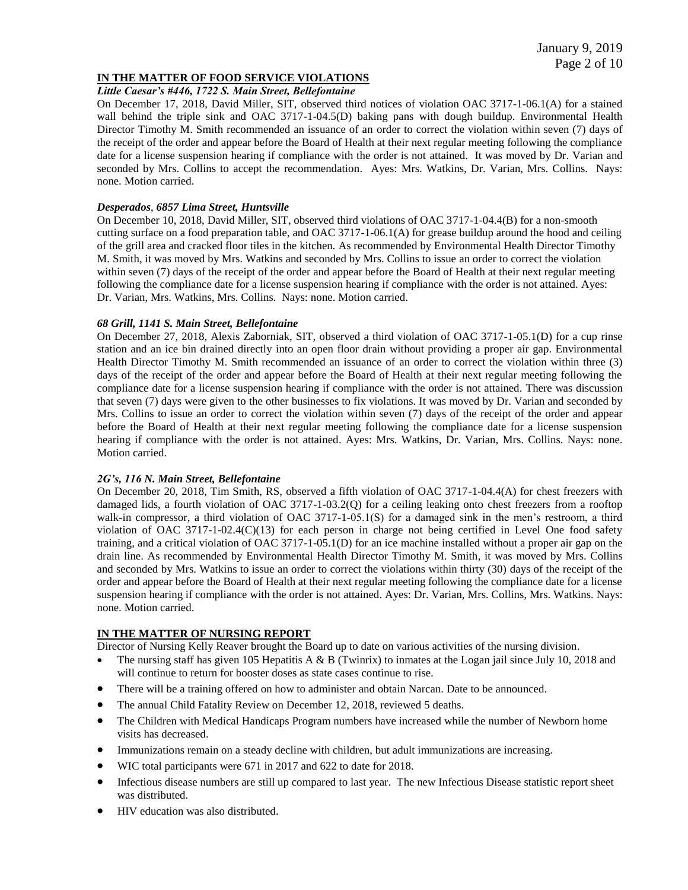## IN THE MATTER OF FOOD SERVICE VIOLATIONS

***Little Caesar's #446, 1722 S. Main Street, Bellefontaine***

On December 17, 2018, David Miller, SIT, observed third notices of violation OAC 3717-1-06.1(A) for a stained wall behind the triple sink and OAC 3717-1-04.5(D) baking pans with dough buildup. Environmental Health Director Timothy M. Smith recommended an issuance of an order to correct the violation within seven (7) days of the receipt of the order and appear before the Board of Health at their next regular meeting following the compliance date for a license suspension hearing if compliance with the order is not attained. It was moved by Dr. Varian and seconded by Mrs. Collins to accept the recommendation. Ayes: Mrs. Watkins, Dr. Varian, Mrs. Collins. Nays: none. Motion carried.

***Desperados*, *6857 Lima Street, Huntsville***

On December 10, 2018, David Miller, SIT, observed third violations of OAC 3717-1-04.4(B) for a non-smooth cutting surface on a food preparation table, and OAC 3717-1-06.1(A) for grease buildup around the hood and ceiling of the grill area and cracked floor tiles in the kitchen. As recommended by Environmental Health Director Timothy M. Smith, it was moved by Mrs. Watkins and seconded by Mrs. Collins to issue an order to correct the violation within seven (7) days of the receipt of the order and appear before the Board of Health at their next regular meeting following the compliance date for a license suspension hearing if compliance with the order is not attained. Ayes: Dr. Varian, Mrs. Watkins, Mrs. Collins. Nays: none. Motion carried.

***68 Grill, 1141 S. Main Street, Bellefontaine***

On December 27, 2018, Alexis Zaborniak, SIT, observed a third violation of OAC 3717-1-05.1(D) for a cup rinse station and an ice bin drained directly into an open floor drain without providing a proper air gap. Environmental Health Director Timothy M. Smith recommended an issuance of an order to correct the violation within three (3) days of the receipt of the order and appear before the Board of Health at their next regular meeting following the compliance date for a license suspension hearing if compliance with the order is not attained. There was discussion that seven (7) days were given to the other businesses to fix violations. It was moved by Dr. Varian and seconded by Mrs. Collins to issue an order to correct the violation within seven (7) days of the receipt of the order and appear before the Board of Health at their next regular meeting following the compliance date for a license suspension hearing if compliance with the order is not attained. Ayes: Mrs. Watkins, Dr. Varian, Mrs. Collins. Nays: none. Motion carried.

***2G's, 116 N. Main Street, Bellefontaine***

On December 20, 2018, Tim Smith, RS, observed a fifth violation of OAC 3717-1-04.4(A) for chest freezers with damaged lids, a fourth violation of OAC 3717-1-03.2(Q) for a ceiling leaking onto chest freezers from a rooftop walk-in compressor, a third violation of OAC 3717-1-05.1(S) for a damaged sink in the men's restroom, a third violation of OAC 3717-1-02.4(C)(13) for each person in charge not being certified in Level One food safety training, and a critical violation of OAC 3717-1-05.1(D) for an ice machine installed without a proper air gap on the drain line. As recommended by Environmental Health Director Timothy M. Smith, it was moved by Mrs. Collins and seconded by Mrs. Watkins to issue an order to correct the violations within thirty (30) days of the receipt of the order and appear before the Board of Health at their next regular meeting following the compliance date for a license suspension hearing if compliance with the order is not attained. Ayes: Dr. Varian, Mrs. Collins, Mrs. Watkins. Nays: none. Motion carried.

## IN THE MATTER OF NURSING REPORT

Director of Nursing Kelly Reaver brought the Board up to date on various activities of the nursing division.

- The nursing staff has given 105 Hepatitis A & B (Twinrix) to inmates at the Logan jail since July 10, 2018 and will continue to return for booster doses as state cases continue to rise.
- There will be a training offered on how to administer and obtain Narcan. Date to be announced.
- The annual Child Fatality Review on December 12, 2018, reviewed 5 deaths.
- The Children with Medical Handicaps Program numbers have increased while the number of Newborn home visits has decreased.
- Immunizations remain on a steady decline with children, but adult immunizations are increasing.
- WIC total participants were 671 in 2017 and 622 to date for 2018.
- Infectious disease numbers are still up compared to last year. The new Infectious Disease statistic report sheet was distributed.
- HIV education was also distributed.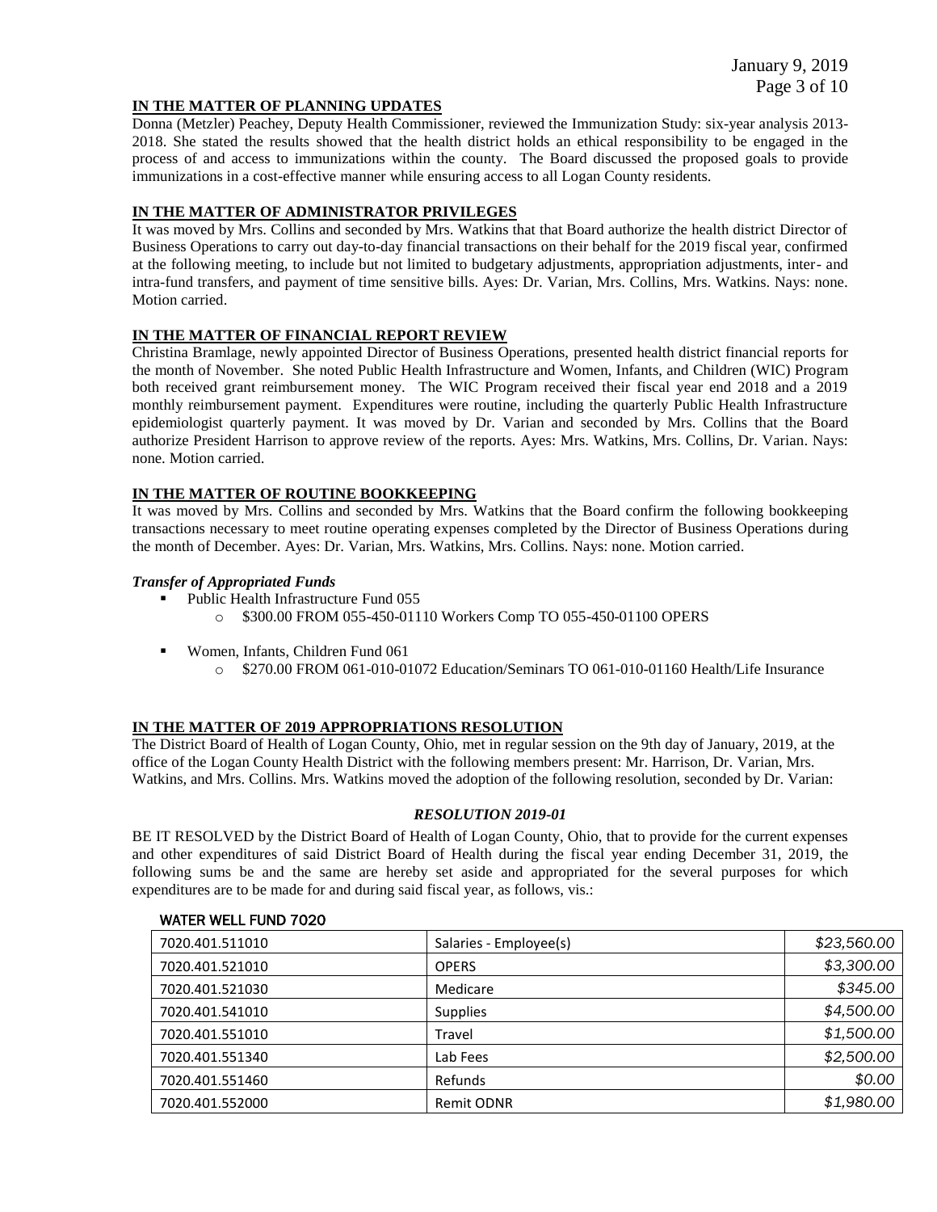**IN THE MATTER OF PLANNING UPDATES**

Donna (Metzler) Peachey, Deputy Health Commissioner, reviewed the Immunization Study: six-year analysis 2013-2018. She stated the results showed that the health district holds an ethical responsibility to be engaged in the process of and access to immunizations within the county. The Board discussed the proposed goals to provide immunizations in a cost-effective manner while ensuring access to all Logan County residents.

**IN THE MATTER OF ADMINISTRATOR PRIVILEGES**

It was moved by Mrs. Collins and seconded by Mrs. Watkins that that Board authorize the health district Director of Business Operations to carry out day-to-day financial transactions on their behalf for the 2019 fiscal year, confirmed at the following meeting, to include but not limited to budgetary adjustments, appropriation adjustments, inter- and intra-fund transfers, and payment of time sensitive bills. Ayes: Dr. Varian, Mrs. Collins, Mrs. Watkins. Nays: none. Motion carried.

**IN THE MATTER OF FINANCIAL REPORT REVIEW**

Christina Bramlage, newly appointed Director of Business Operations, presented health district financial reports for the month of November. She noted Public Health Infrastructure and Women, Infants, and Children (WIC) Program both received grant reimbursement money. The WIC Program received their fiscal year end 2018 and a 2019 monthly reimbursement payment. Expenditures were routine, including the quarterly Public Health Infrastructure epidemiologist quarterly payment. It was moved by Dr. Varian and seconded by Mrs. Collins that the Board authorize President Harrison to approve review of the reports. Ayes: Mrs. Watkins, Mrs. Collins, Dr. Varian. Nays: none. Motion carried.

**IN THE MATTER OF ROUTINE BOOKKEEPING**

It was moved by Mrs. Collins and seconded by Mrs. Watkins that the Board confirm the following bookkeeping transactions necessary to meet routine operating expenses completed by the Director of Business Operations during the month of December. Ayes: Dr. Varian, Mrs. Watkins, Mrs. Collins. Nays: none. Motion carried.

***Transfer of Appropriated Funds***

- Public Health Infrastructure Fund 055
  - $300.00 FROM 055-450-01110 Workers Comp TO 055-450-01100 OPERS
- Women, Infants, Children Fund 061
  - $270.00 FROM 061-010-01072 Education/Seminars TO 061-010-01160 Health/Life Insurance

**IN THE MATTER OF 2019 APPROPRIATIONS RESOLUTION**

The District Board of Health of Logan County, Ohio, met in regular session on the 9th day of January, 2019, at the office of the Logan County Health District with the following members present: Mr. Harrison, Dr. Varian, Mrs. Watkins, and Mrs. Collins. Mrs. Watkins moved the adoption of the following resolution, seconded by Dr. Varian:

***RESOLUTION 2019-01***

BE IT RESOLVED by the District Board of Health of Logan County, Ohio, that to provide for the current expenses and other expenditures of said District Board of Health during the fiscal year ending December 31, 2019, the following sums be and the same are hereby set aside and appropriated for the several purposes for which expenditures are to be made for and during said fiscal year, as follows, vis.:

**WATER WELL FUND 7020**

| | | |
|---|---|---|
| 7020.401.511010 | Salaries - Employee(s) | *$23,560.00* |
| 7020.401.521010 | OPERS | *$3,300.00* |
| 7020.401.521030 | Medicare | *$345.00* |
| 7020.401.541010 | Supplies | *$4,500.00* |
| 7020.401.551010 | Travel | *$1,500.00* |
| 7020.401.551340 | Lab Fees | *$2,500.00* |
| 7020.401.551460 | Refunds | *$0.00* |
| 7020.401.552000 | Remit ODNR | *$1,980.00* |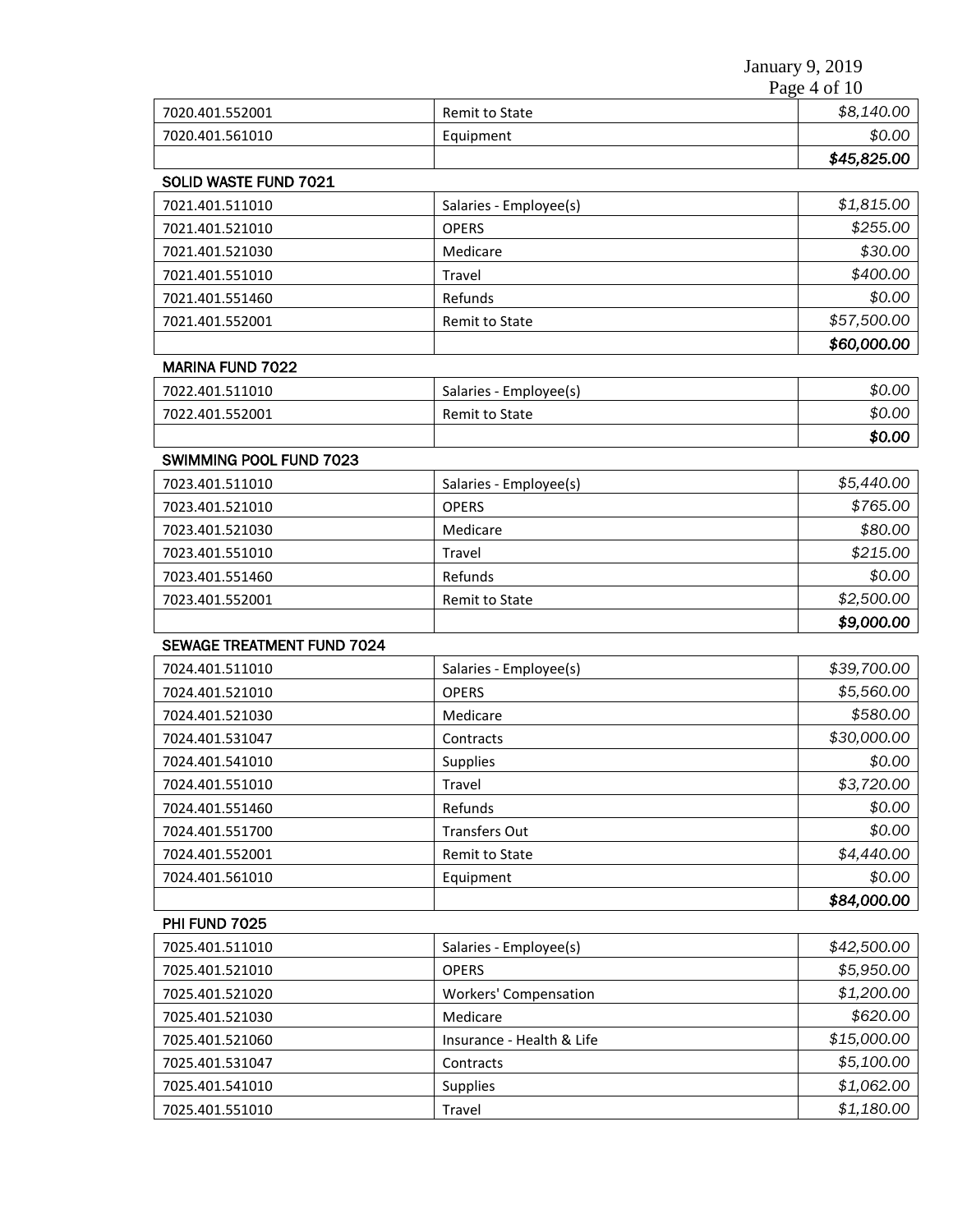| | | |
|---|---|---|
| 7020.401.552001 | Remit to State | *$8,140.00* |
| 7020.401.561010 | Equipment | *$0.00* |
| | | ***$45,825.00*** |

**SOLID WASTE FUND 7021**

| | | |
|---|---|---|
| 7021.401.511010 | Salaries - Employee(s) | *$1,815.00* |
| 7021.401.521010 | OPERS | *$255.00* |
| 7021.401.521030 | Medicare | *$30.00* |
| 7021.401.551010 | Travel | *$400.00* |
| 7021.401.551460 | Refunds | *$0.00* |
| 7021.401.552001 | Remit to State | *$57,500.00* |
| | | ***$60,000.00*** |

**MARINA FUND 7022**

| | | |
|---|---|---|
| 7022.401.511010 | Salaries - Employee(s) | *$0.00* |
| 7022.401.552001 | Remit to State | *$0.00* |
| | | ***$0.00*** |

**SWIMMING POOL FUND 7023**

| | | |
|---|---|---|
| 7023.401.511010 | Salaries - Employee(s) | *$5,440.00* |
| 7023.401.521010 | OPERS | *$765.00* |
| 7023.401.521030 | Medicare | *$80.00* |
| 7023.401.551010 | Travel | *$215.00* |
| 7023.401.551460 | Refunds | *$0.00* |
| 7023.401.552001 | Remit to State | *$2,500.00* |
| | | ***$9,000.00*** |

**SEWAGE TREATMENT FUND 7024**

| | | |
|---|---|---|
| 7024.401.511010 | Salaries - Employee(s) | *$39,700.00* |
| 7024.401.521010 | OPERS | *$5,560.00* |
| 7024.401.521030 | Medicare | *$580.00* |
| 7024.401.531047 | Contracts | *$30,000.00* |
| 7024.401.541010 | Supplies | *$0.00* |
| 7024.401.551010 | Travel | *$3,720.00* |
| 7024.401.551460 | Refunds | *$0.00* |
| 7024.401.551700 | Transfers Out | *$0.00* |
| 7024.401.552001 | Remit to State | *$4,440.00* |
| 7024.401.561010 | Equipment | *$0.00* |
| | | ***$84,000.00*** |

**PHI FUND 7025**

| | | |
|---|---|---|
| 7025.401.511010 | Salaries - Employee(s) | *$42,500.00* |
| 7025.401.521010 | OPERS | *$5,950.00* |
| 7025.401.521020 | Workers' Compensation | *$1,200.00* |
| 7025.401.521030 | Medicare | *$620.00* |
| 7025.401.521060 | Insurance - Health & Life | *$15,000.00* |
| 7025.401.531047 | Contracts | *$5,100.00* |
| 7025.401.541010 | Supplies | *$1,062.00* |
| 7025.401.551010 | Travel | *$1,180.00* |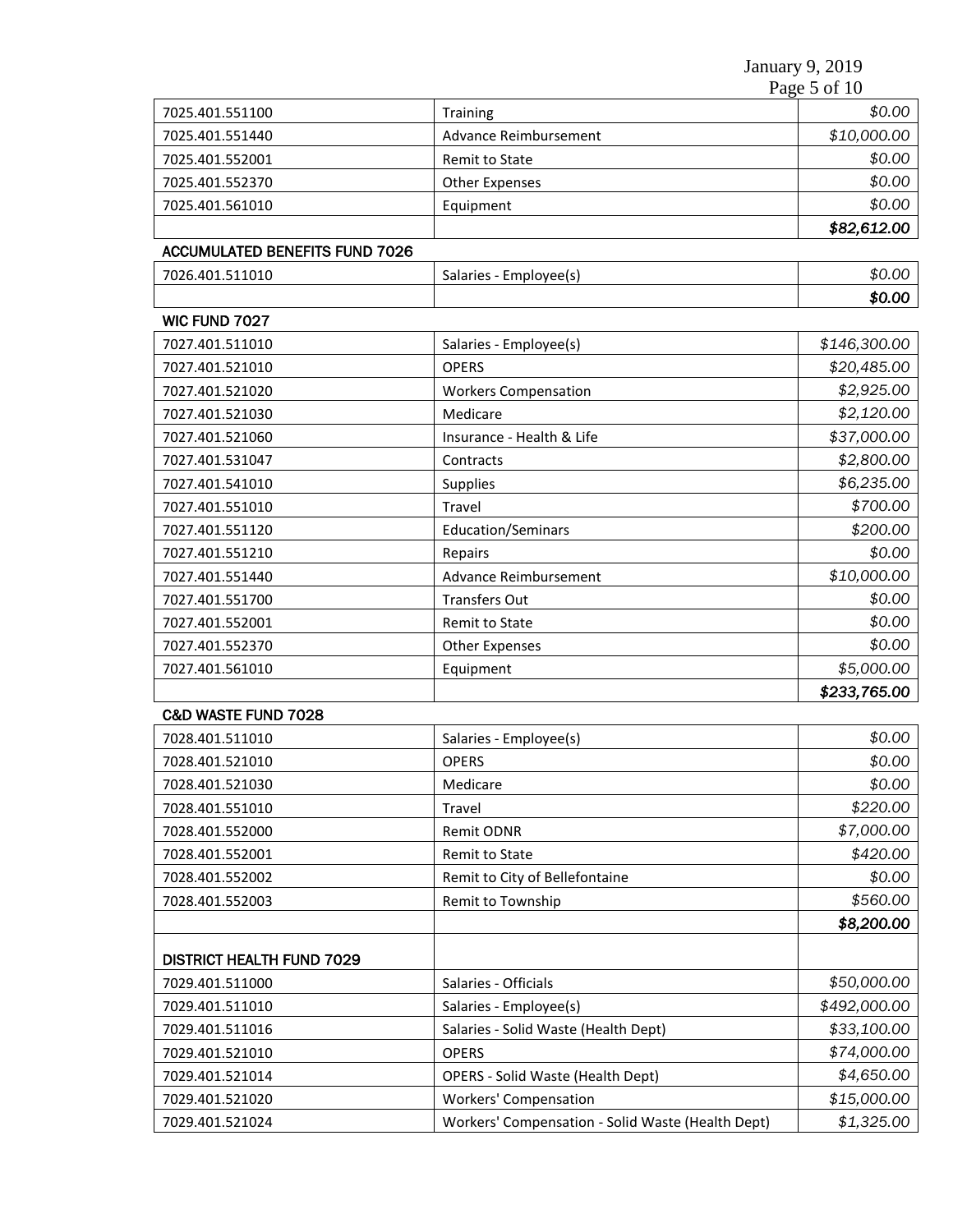| | | |
|---|---|---|
| 7025.401.551100 | Training | *$0.00* |
| 7025.401.551440 | Advance Reimbursement | *$10,000.00* |
| 7025.401.552001 | Remit to State | *$0.00* |
| 7025.401.552370 | Other Expenses | *$0.00* |
| 7025.401.561010 | Equipment | *$0.00* |
| | | ***$82,612.00*** |

**ACCUMULATED BENEFITS FUND 7026**

| | | |
|---|---|---|
| 7026.401.511010 | Salaries - Employee(s) | *$0.00* |
| | | ***$0.00*** |

**WIC FUND 7027**

| | | |
|---|---|---|
| 7027.401.511010 | Salaries - Employee(s) | *$146,300.00* |
| 7027.401.521010 | OPERS | *$20,485.00* |
| 7027.401.521020 | Workers Compensation | *$2,925.00* |
| 7027.401.521030 | Medicare | *$2,120.00* |
| 7027.401.521060 | Insurance - Health & Life | *$37,000.00* |
| 7027.401.531047 | Contracts | *$2,800.00* |
| 7027.401.541010 | Supplies | *$6,235.00* |
| 7027.401.551010 | Travel | *$700.00* |
| 7027.401.551120 | Education/Seminars | *$200.00* |
| 7027.401.551210 | Repairs | *$0.00* |
| 7027.401.551440 | Advance Reimbursement | *$10,000.00* |
| 7027.401.551700 | Transfers Out | *$0.00* |
| 7027.401.552001 | Remit to State | *$0.00* |
| 7027.401.552370 | Other Expenses | *$0.00* |
| 7027.401.561010 | Equipment | *$5,000.00* |
| | | ***$233,765.00*** |

**C&D WASTE FUND 7028**

| | | |
|---|---|---|
| 7028.401.511010 | Salaries - Employee(s) | *$0.00* |
| 7028.401.521010 | OPERS | *$0.00* |
| 7028.401.521030 | Medicare | *$0.00* |
| 7028.401.551010 | Travel | *$220.00* |
| 7028.401.552000 | Remit ODNR | *$7,000.00* |
| 7028.401.552001 | Remit to State | *$420.00* |
| 7028.401.552002 | Remit to City of Bellefontaine | *$0.00* |
| 7028.401.552003 | Remit to Township | *$560.00* |
| | | ***$8,200.00*** |

**DISTRICT HEALTH FUND 7029**

| | | |
|---|---|---|
| 7029.401.511000 | Salaries - Officials | *$50,000.00* |
| 7029.401.511010 | Salaries - Employee(s) | *$492,000.00* |
| 7029.401.511016 | Salaries - Solid Waste (Health Dept) | *$33,100.00* |
| 7029.401.521010 | OPERS | *$74,000.00* |
| 7029.401.521014 | OPERS - Solid Waste (Health Dept) | *$4,650.00* |
| 7029.401.521020 | Workers' Compensation | *$15,000.00* |
| 7029.401.521024 | Workers' Compensation - Solid Waste (Health Dept) | *$1,325.00* |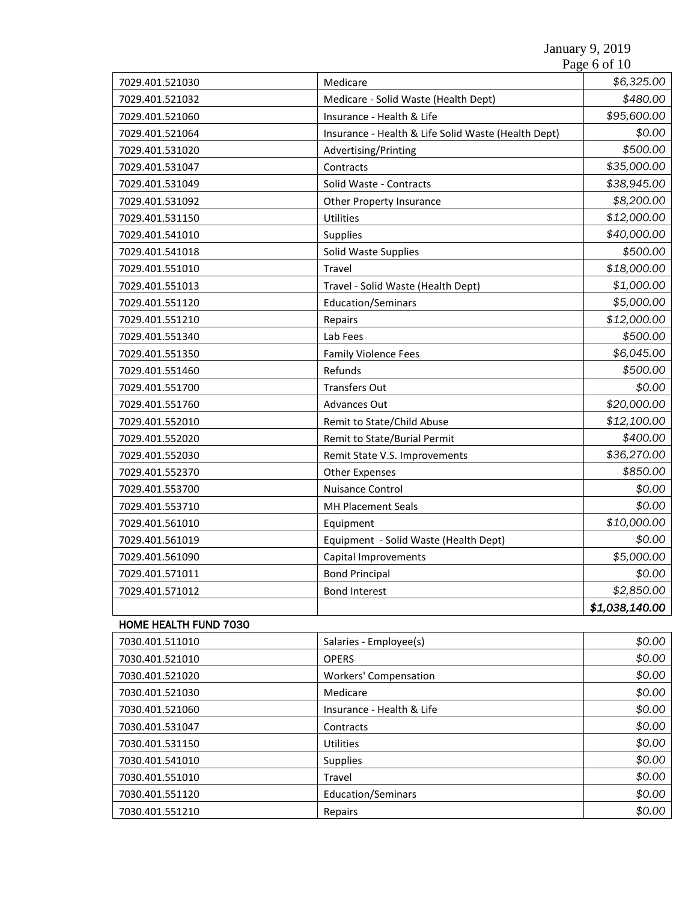| | | |
|---|---|---|
| 7029.401.521030 | Medicare | *$6,325.00* |
| 7029.401.521032 | Medicare - Solid Waste (Health Dept) | *$480.00* |
| 7029.401.521060 | Insurance - Health & Life | *$95,600.00* |
| 7029.401.521064 | Insurance - Health & Life Solid Waste (Health Dept) | *$0.00* |
| 7029.401.531020 | Advertising/Printing | *$500.00* |
| 7029.401.531047 | Contracts | *$35,000.00* |
| 7029.401.531049 | Solid Waste - Contracts | *$38,945.00* |
| 7029.401.531092 | Other Property Insurance | *$8,200.00* |
| 7029.401.531150 | Utilities | *$12,000.00* |
| 7029.401.541010 | Supplies | *$40,000.00* |
| 7029.401.541018 | Solid Waste Supplies | *$500.00* |
| 7029.401.551010 | Travel | *$18,000.00* |
| 7029.401.551013 | Travel - Solid Waste (Health Dept) | *$1,000.00* |
| 7029.401.551120 | Education/Seminars | *$5,000.00* |
| 7029.401.551210 | Repairs | *$12,000.00* |
| 7029.401.551340 | Lab Fees | *$500.00* |
| 7029.401.551350 | Family Violence Fees | *$6,045.00* |
| 7029.401.551460 | Refunds | *$500.00* |
| 7029.401.551700 | Transfers Out | *$0.00* |
| 7029.401.551760 | Advances Out | *$20,000.00* |
| 7029.401.552010 | Remit to State/Child Abuse | *$12,100.00* |
| 7029.401.552020 | Remit to State/Burial Permit | *$400.00* |
| 7029.401.552030 | Remit State V.S. Improvements | *$36,270.00* |
| 7029.401.552370 | Other Expenses | *$850.00* |
| 7029.401.553700 | Nuisance Control | *$0.00* |
| 7029.401.553710 | MH Placement Seals | *$0.00* |
| 7029.401.561010 | Equipment | *$10,000.00* |
| 7029.401.561019 | Equipment - Solid Waste (Health Dept) | *$0.00* |
| 7029.401.561090 | Capital Improvements | *$5,000.00* |
| 7029.401.571011 | Bond Principal | *$0.00* |
| 7029.401.571012 | Bond Interest | *$2,850.00* |
| | | ***$1,038,140.00*** |

**HOME HEALTH FUND 7030**

| | | |
|---|---|---|
| 7030.401.511010 | Salaries - Employee(s) | *$0.00* |
| 7030.401.521010 | OPERS | *$0.00* |
| 7030.401.521020 | Workers' Compensation | *$0.00* |
| 7030.401.521030 | Medicare | *$0.00* |
| 7030.401.521060 | Insurance - Health & Life | *$0.00* |
| 7030.401.531047 | Contracts | *$0.00* |
| 7030.401.531150 | Utilities | *$0.00* |
| 7030.401.541010 | Supplies | *$0.00* |
| 7030.401.551010 | Travel | *$0.00* |
| 7030.401.551120 | Education/Seminars | *$0.00* |
| 7030.401.551210 | Repairs | *$0.00* |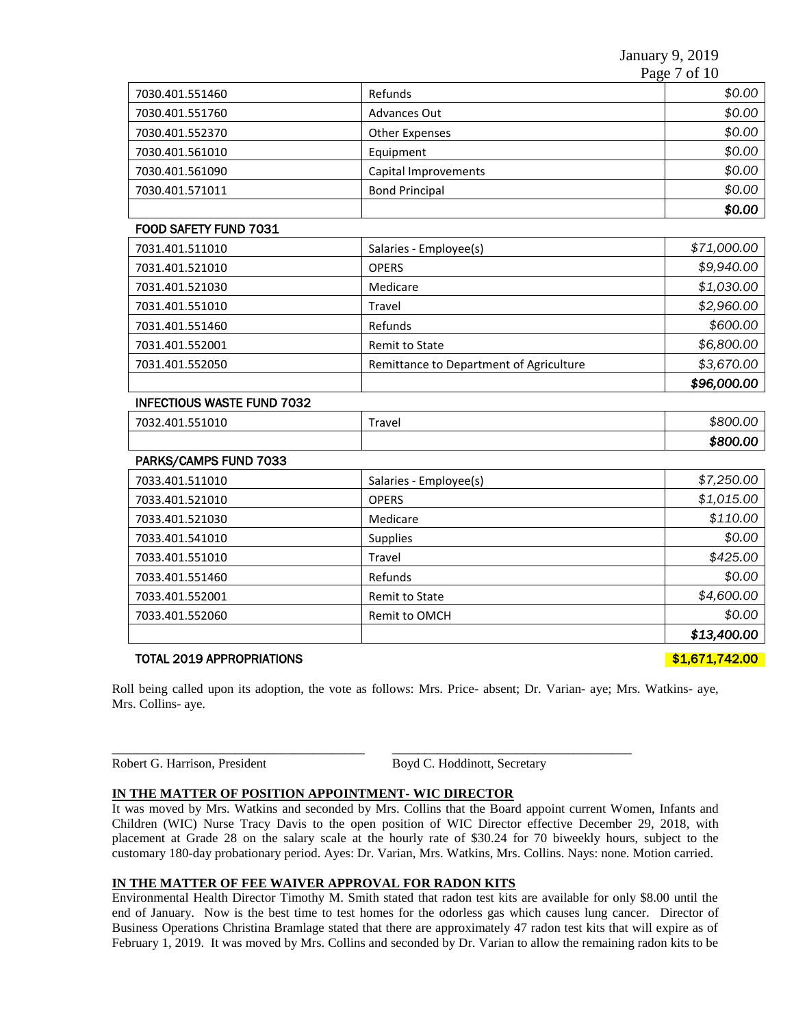| | | |
|---|---|---|
| 7030.401.551460 | Refunds | *$0.00* |
| 7030.401.551760 | Advances Out | *$0.00* |
| 7030.401.552370 | Other Expenses | *$0.00* |
| 7030.401.561010 | Equipment | *$0.00* |
| 7030.401.561090 | Capital Improvements | *$0.00* |
| 7030.401.571011 | Bond Principal | *$0.00* |
| | | ***$0.00*** |

**FOOD SAFETY FUND 7031**

| | | |
|---|---|---|
| 7031.401.511010 | Salaries - Employee(s) | *$71,000.00* |
| 7031.401.521010 | OPERS | *$9,940.00* |
| 7031.401.521030 | Medicare | *$1,030.00* |
| 7031.401.551010 | Travel | *$2,960.00* |
| 7031.401.551460 | Refunds | *$600.00* |
| 7031.401.552001 | Remit to State | *$6,800.00* |
| 7031.401.552050 | Remittance to Department of Agriculture | *$3,670.00* |
| | | ***$96,000.00*** |

**INFECTIOUS WASTE FUND 7032**

| | | |
|---|---|---|
| 7032.401.551010 | Travel | *$800.00* |
| | | ***$800.00*** |

**PARKS/CAMPS FUND 7033**

| | | |
|---|---|---|
| 7033.401.511010 | Salaries - Employee(s) | *$7,250.00* |
| 7033.401.521010 | OPERS | *$1,015.00* |
| 7033.401.521030 | Medicare | *$110.00* |
| 7033.401.541010 | Supplies | *$0.00* |
| 7033.401.551010 | Travel | *$425.00* |
| 7033.401.551460 | Refunds | *$0.00* |
| 7033.401.552001 | Remit to State | *$4,600.00* |
| 7033.401.552060 | Remit to OMCH | *$0.00* |
| | | ***$13,400.00*** |

**TOTAL 2019 APPROPRIATIONS** **$1,671,742.00**

Roll being called upon its adoption, the vote as follows: Mrs. Price- absent; Dr. Varian- aye; Mrs. Watkins- aye, Mrs. Collins- aye.

\_\_\_\_\_\_\_\_\_\_\_\_\_\_\_\_\_\_\_\_\_\_\_\_\_\_\_\_\_\_\_\_\_\_\_\_\_\_\_\_ \_\_\_\_\_\_\_\_\_\_\_\_\_\_\_\_\_\_\_\_\_\_\_\_\_\_\_\_\_\_\_\_\_\_\_\_\_\_\_\_

Robert G. Harrison, President Boyd C. Hoddinott, Secretary

**IN THE MATTER OF POSITION APPOINTMENT- WIC DIRECTOR**

It was moved by Mrs. Watkins and seconded by Mrs. Collins that the Board appoint current Women, Infants and Children (WIC) Nurse Tracy Davis to the open position of WIC Director effective December 29, 2018, with placement at Grade 28 on the salary scale at the hourly rate of $30.24 for 70 biweekly hours, subject to the customary 180-day probationary period. Ayes: Dr. Varian, Mrs. Watkins, Mrs. Collins. Nays: none. Motion carried.

**IN THE MATTER OF FEE WAIVER APPROVAL FOR RADON KITS**

Environmental Health Director Timothy M. Smith stated that radon test kits are available for only $8.00 until the end of January. Now is the best time to test homes for the odorless gas which causes lung cancer. Director of Business Operations Christina Bramlage stated that there are approximately 47 radon test kits that will expire as of February 1, 2019. It was moved by Mrs. Collins and seconded by Dr. Varian to allow the remaining radon kits to be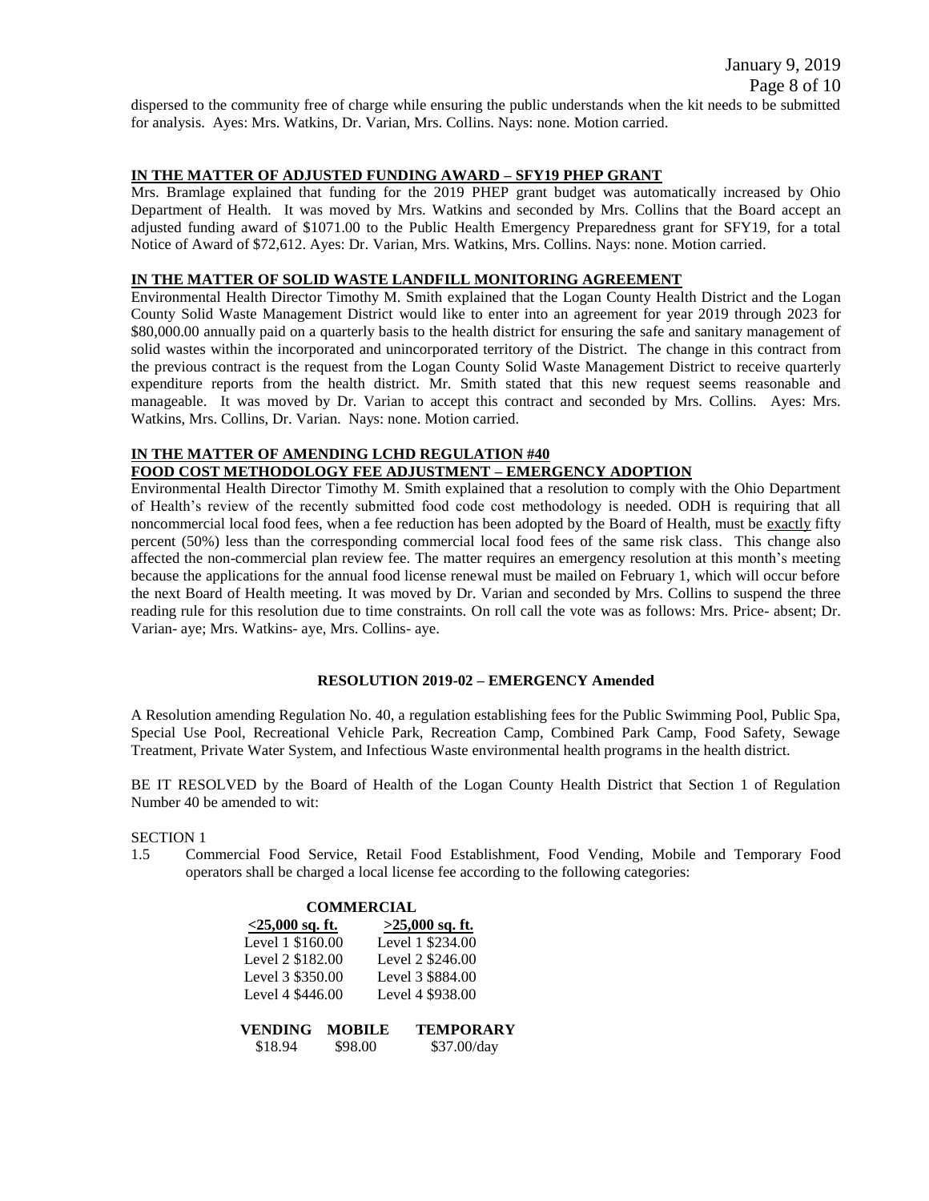dispersed to the community free of charge while ensuring the public understands when the kit needs to be submitted for analysis. Ayes: Mrs. Watkins, Dr. Varian, Mrs. Collins. Nays: none. Motion carried.

**IN THE MATTER OF ADJUSTED FUNDING AWARD – SFY19 PHEP GRANT**

Mrs. Bramlage explained that funding for the 2019 PHEP grant budget was automatically increased by Ohio Department of Health. It was moved by Mrs. Watkins and seconded by Mrs. Collins that the Board accept an adjusted funding award of $1071.00 to the Public Health Emergency Preparedness grant for SFY19, for a total Notice of Award of $72,612. Ayes: Dr. Varian, Mrs. Watkins, Mrs. Collins. Nays: none. Motion carried.

**IN THE MATTER OF SOLID WASTE LANDFILL MONITORING AGREEMENT**

Environmental Health Director Timothy M. Smith explained that the Logan County Health District and the Logan County Solid Waste Management District would like to enter into an agreement for year 2019 through 2023 for $80,000.00 annually paid on a quarterly basis to the health district for ensuring the safe and sanitary management of solid wastes within the incorporated and unincorporated territory of the District. The change in this contract from the previous contract is the request from the Logan County Solid Waste Management District to receive quarterly expenditure reports from the health district. Mr. Smith stated that this new request seems reasonable and manageable. It was moved by Dr. Varian to accept this contract and seconded by Mrs. Collins. Ayes: Mrs. Watkins, Mrs. Collins, Dr. Varian. Nays: none. Motion carried.

**IN THE MATTER OF AMENDING LCHD REGULATION #40**
**FOOD COST METHODOLOGY FEE ADJUSTMENT – EMERGENCY ADOPTION**

Environmental Health Director Timothy M. Smith explained that a resolution to comply with the Ohio Department of Health's review of the recently submitted food code cost methodology is needed. ODH is requiring that all noncommercial local food fees, when a fee reduction has been adopted by the Board of Health, must be exactly fifty percent (50%) less than the corresponding commercial local food fees of the same risk class. This change also affected the non-commercial plan review fee. The matter requires an emergency resolution at this month's meeting because the applications for the annual food license renewal must be mailed on February 1, which will occur before the next Board of Health meeting. It was moved by Dr. Varian and seconded by Mrs. Collins to suspend the three reading rule for this resolution due to time constraints. On roll call the vote was as follows: Mrs. Price- absent; Dr. Varian- aye; Mrs. Watkins- aye, Mrs. Collins- aye.

**RESOLUTION 2019-02 – EMERGENCY Amended**

A Resolution amending Regulation No. 40, a regulation establishing fees for the Public Swimming Pool, Public Spa, Special Use Pool, Recreational Vehicle Park, Recreation Camp, Combined Park Camp, Food Safety, Sewage Treatment, Private Water System, and Infectious Waste environmental health programs in the health district.

BE IT RESOLVED by the Board of Health of the Logan County Health District that Section 1 of Regulation Number 40 be amended to wit:

SECTION 1

1.5 Commercial Food Service, Retail Food Establishment, Food Vending, Mobile and Temporary Food operators shall be charged a local license fee according to the following categories:

**COMMERCIAL**

| <25,000 sq. ft. | >25,000 sq. ft. |
|---|---|
| Level 1 $160.00 | Level 1 $234.00 |
| Level 2 $182.00 | Level 2 $246.00 |
| Level 3 $350.00 | Level 3 $884.00 |
| Level 4 $446.00 | Level 4 $938.00 |

| VENDING | MOBILE | TEMPORARY |
|---|---|---|
| $18.94 | $98.00 | $37.00/day |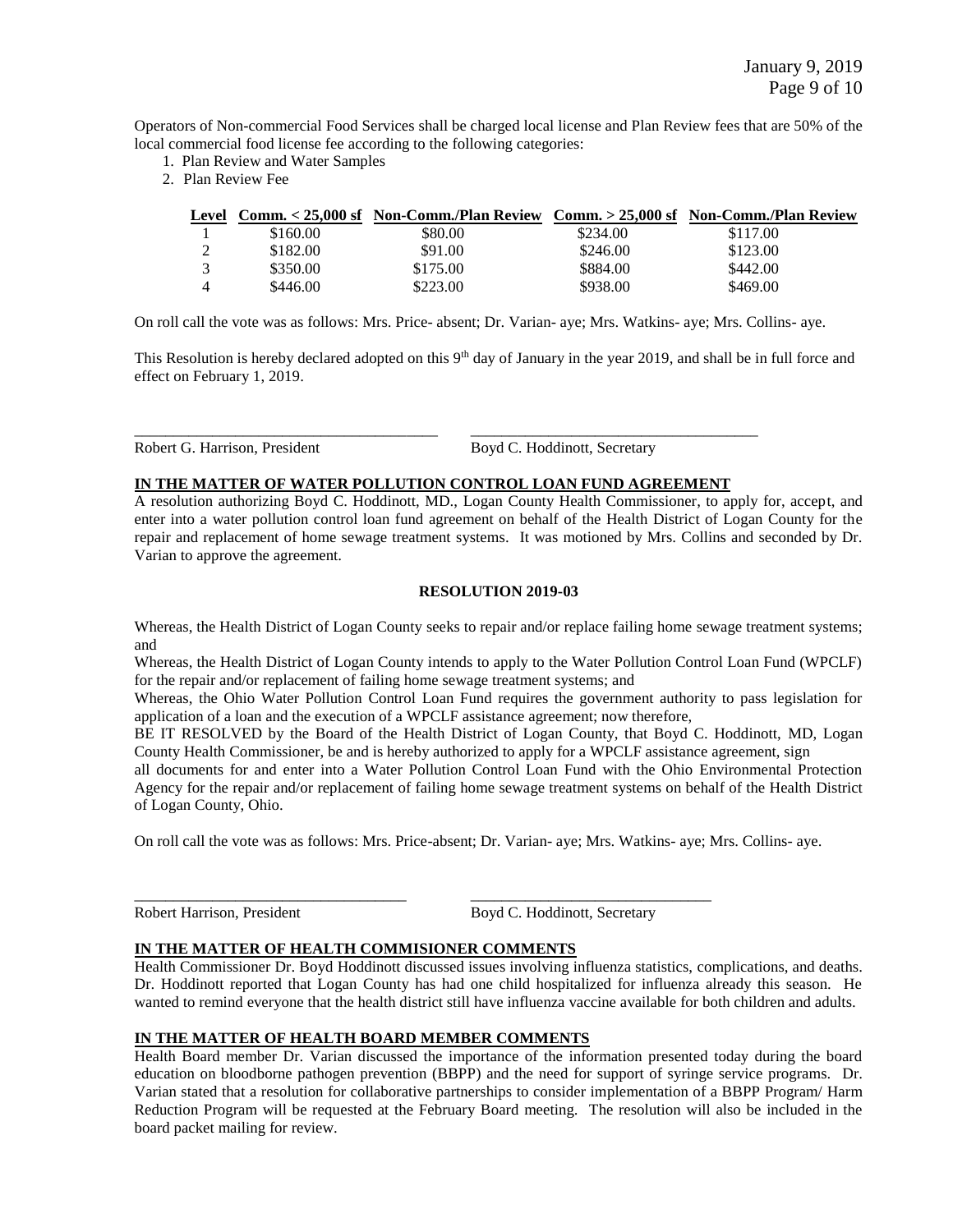Operators of Non-commercial Food Services shall be charged local license and Plan Review fees that are 50% of the local commercial food license fee according to the following categories:

1. Plan Review and Water Samples
2. Plan Review Fee

| Level | Comm. < 25,000 sf | Non-Comm./Plan Review | Comm. > 25,000 sf | Non-Comm./Plan Review |
|---|---|---|---|---|
| 1 | $160.00 | $80.00 | $234.00 | $117.00 |
| 2 | $182.00 | $91.00 | $246.00 | $123.00 |
| 3 | $350.00 | $175.00 | $884.00 | $442.00 |
| 4 | $446.00 | $223.00 | $938.00 | $469.00 |

On roll call the vote was as follows: Mrs. Price- absent; Dr. Varian- aye; Mrs. Watkins- aye; Mrs. Collins- aye.

This Resolution is hereby declared adopted on this 9th day of January in the year 2019, and shall be in full force and effect on February 1, 2019.

_______________________________________ _____________________________________

Robert G. Harrison, President Boyd C. Hoddinott, Secretary

**IN THE MATTER OF WATER POLLUTION CONTROL LOAN FUND AGREEMENT**

A resolution authorizing Boyd C. Hoddinott, MD., Logan County Health Commissioner, to apply for, accept, and enter into a water pollution control loan fund agreement on behalf of the Health District of Logan County for the repair and replacement of home sewage treatment systems. It was motioned by Mrs. Collins and seconded by Dr. Varian to approve the agreement.

**RESOLUTION 2019-03**

Whereas, the Health District of Logan County seeks to repair and/or replace failing home sewage treatment systems; and

Whereas, the Health District of Logan County intends to apply to the Water Pollution Control Loan Fund (WPCLF) for the repair and/or replacement of failing home sewage treatment systems; and

Whereas, the Ohio Water Pollution Control Loan Fund requires the government authority to pass legislation for application of a loan and the execution of a WPCLF assistance agreement; now therefore,

BE IT RESOLVED by the Board of the Health District of Logan County, that Boyd C. Hoddinott, MD, Logan County Health Commissioner, be and is hereby authorized to apply for a WPCLF assistance agreement, sign all documents for and enter into a Water Pollution Control Loan Fund with the Ohio Environmental Protection Agency for the repair and/or replacement of failing home sewage treatment systems on behalf of the Health District of Logan County, Ohio.

On roll call the vote was as follows: Mrs. Price-absent; Dr. Varian- aye; Mrs. Watkins- aye; Mrs. Collins- aye.

___________________________________ ______________________________

Robert Harrison, President Boyd C. Hoddinott, Secretary

**IN THE MATTER OF HEALTH COMMISIONER COMMENTS**

Health Commissioner Dr. Boyd Hoddinott discussed issues involving influenza statistics, complications, and deaths. Dr. Hoddinott reported that Logan County has had one child hospitalized for influenza already this season. He wanted to remind everyone that the health district still have influenza vaccine available for both children and adults.

**IN THE MATTER OF HEALTH BOARD MEMBER COMMENTS**

Health Board member Dr. Varian discussed the importance of the information presented today during the board education on bloodborne pathogen prevention (BBPP) and the need for support of syringe service programs. Dr. Varian stated that a resolution for collaborative partnerships to consider implementation of a BBPP Program/ Harm Reduction Program will be requested at the February Board meeting. The resolution will also be included in the board packet mailing for review.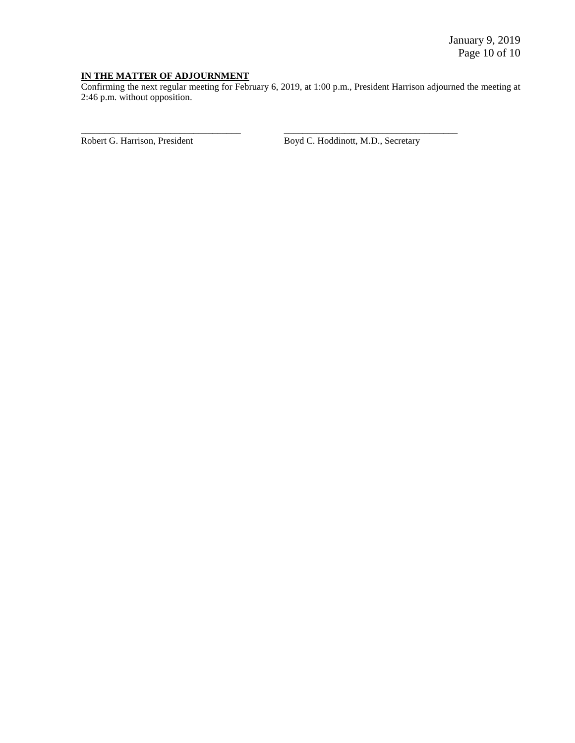**IN THE MATTER OF ADJOURNMENT**

Confirming the next regular meeting for February 6, 2019, at 1:00 p.m., President Harrison adjourned the meeting at 2:46 p.m. without opposition.

| | |
|---|---|
| ______________________________ | ______________________________ |
| Robert G. Harrison, President | Boyd C. Hoddinott, M.D., Secretary |